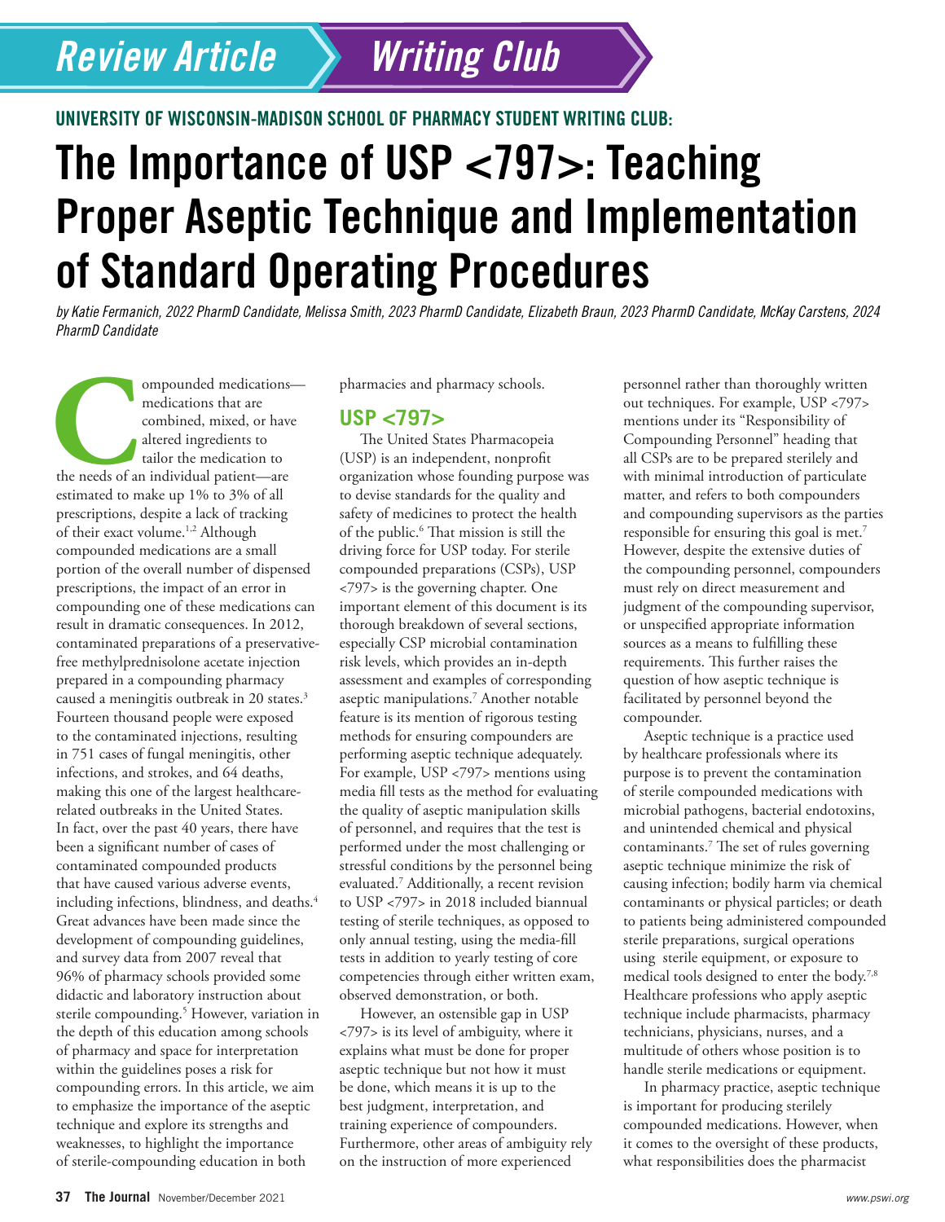Review Article | Writing Club

UNIVERSITY OF WISCONSIN-MADISON SCHOOL OF PHARMACY STUDENT WRITING CLUB:

# The Importance of USP <797>: Teaching Proper Aseptic Technique and Implementation of Standard Operating Procedures

*by Katie Fermanich, 2022 PharmD Candidate, Melissa Smith, 2023 PharmD Candidate, Elizabeth Braun, 2023 PharmD Candidate, McKay Carstens, 2024 PharmD Candidate*

Compounded medications—medications that are combined, mixed, or have altered ingredients to tailor the medication to the needs of an individual patient—are estimated to make up 1% to 3% of all prescriptions, despite a lack of tracking of their exact volume.[1,2] Although compounded medications are a small portion of the overall number of dispensed prescriptions, the impact of an error in compounding one of these medications can result in dramatic consequences. In 2012, contaminated preparations of a preservative-free methylprednisolone acetate injection prepared in a compounding pharmacy caused a meningitis outbreak in 20 states.[3] Fourteen thousand people were exposed to the contaminated injections, resulting in 751 cases of fungal meningitis, other infections, and strokes, and 64 deaths, making this one of the largest healthcare-related outbreaks in the United States. In fact, over the past 40 years, there have been a significant number of cases of contaminated compounded products that have caused various adverse events, including infections, blindness, and deaths.[4] Great advances have been made since the development of compounding guidelines, and survey data from 2007 reveal that 96% of pharmacy schools provided some didactic and laboratory instruction about sterile compounding.[5] However, variation in the depth of this education among schools of pharmacy and space for interpretation within the guidelines poses a risk for compounding errors. In this article, we aim to emphasize the importance of the aseptic technique and explore its strengths and weaknesses, to highlight the importance of sterile-compounding education in both pharmacies and pharmacy schools.

## USP <797>

The United States Pharmacopeia (USP) is an independent, nonprofit organization whose founding purpose was to devise standards for the quality and safety of medicines to protect the health of the public.[6] That mission is still the driving force for USP today. For sterile compounded preparations (CSPs), USP <797> is the governing chapter. One important element of this document is its thorough breakdown of several sections, especially CSP microbial contamination risk levels, which provides an in-depth assessment and examples of corresponding aseptic manipulations.[7] Another notable feature is its mention of rigorous testing methods for ensuring compounders are performing aseptic technique adequately. For example, USP <797> mentions using media fill tests as the method for evaluating the quality of aseptic manipulation skills of personnel, and requires that the test is performed under the most challenging or stressful conditions by the personnel being evaluated.[7] Additionally, a recent revision to USP <797> in 2018 included biannual testing of sterile techniques, as opposed to only annual testing, using the media-fill tests in addition to yearly testing of core competencies through either written exam, observed demonstration, or both.

However, an ostensible gap in USP <797> is its level of ambiguity, where it explains what must be done for proper aseptic technique but not how it must be done, which means it is up to the best judgment, interpretation, and training experience of compounders. Furthermore, other areas of ambiguity rely on the instruction of more experienced personnel rather than thoroughly written out techniques. For example, USP <797> mentions under its "Responsibility of Compounding Personnel" heading that all CSPs are to be prepared sterilely and with minimal introduction of particulate matter, and refers to both compounders and compounding supervisors as the parties responsible for ensuring this goal is met.[7] However, despite the extensive duties of the compounding personnel, compounders must rely on direct measurement and judgment of the compounding supervisor, or unspecified appropriate information sources as a means to fulfilling these requirements. This further raises the question of how aseptic technique is facilitated by personnel beyond the compounder.

Aseptic technique is a practice used by healthcare professionals where its purpose is to prevent the contamination of sterile compounded medications with microbial pathogens, bacterial endotoxins, and unintended chemical and physical contaminants.[7] The set of rules governing aseptic technique minimize the risk of causing infection; bodily harm via chemical contaminants or physical particles; or death to patients being administered compounded sterile preparations, surgical operations using sterile equipment, or exposure to medical tools designed to enter the body.[7,8] Healthcare professions who apply aseptic technique include pharmacists, pharmacy technicians, physicians, nurses, and a multitude of others whose position is to handle sterile medications or equipment.

In pharmacy practice, aseptic technique is important for producing sterilely compounded medications. However, when it comes to the oversight of these products, what responsibilities does the pharmacist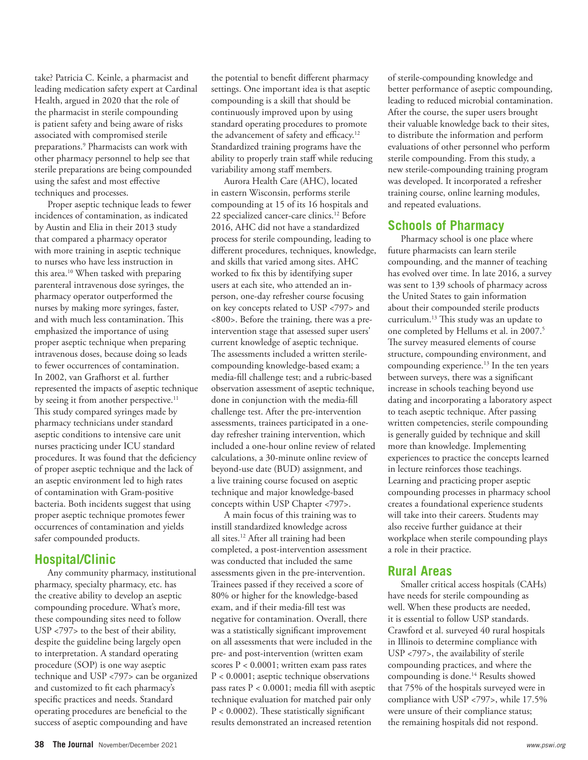take? Patricia C. Keinle, a pharmacist and leading medication safety expert at Cardinal Health, argued in 2020 that the role of the pharmacist in sterile compounding is patient safety and being aware of risks associated with compromised sterile preparations.[9] Pharmacists can work with other pharmacy personnel to help see that sterile preparations are being compounded using the safest and most effective techniques and processes.

Proper aseptic technique leads to fewer incidences of contamination, as indicated by Austin and Elia in their 2013 study that compared a pharmacy operator with more training in aseptic technique to nurses who have less instruction in this area.[10] When tasked with preparing parenteral intravenous dose syringes, the pharmacy operator outperformed the nurses by making more syringes, faster, and with much less contamination. This emphasized the importance of using proper aseptic technique when preparing intravenous doses, because doing so leads to fewer occurrences of contamination. In 2002, van Grafhorst et al. further represented the impacts of aseptic technique by seeing it from another perspective.[11] This study compared syringes made by pharmacy technicians under standard aseptic conditions to intensive care unit nurses practicing under ICU standard procedures. It was found that the deficiency of proper aseptic technique and the lack of an aseptic environment led to high rates of contamination with Gram-positive bacteria. Both incidents suggest that using proper aseptic technique promotes fewer occurrences of contamination and yields safer compounded products.

## Hospital/Clinic

Any community pharmacy, institutional pharmacy, specialty pharmacy, etc. has the creative ability to develop an aseptic compounding procedure. What's more, these compounding sites need to follow USP <797> to the best of their ability, despite the guideline being largely open to interpretation. A standard operating procedure (SOP) is one way aseptic technique and USP <797> can be organized and customized to fit each pharmacy's specific practices and needs. Standard operating procedures are beneficial to the success of aseptic compounding and have the potential to benefit different pharmacy settings. One important idea is that aseptic compounding is a skill that should be continuously improved upon by using standard operating procedures to promote the advancement of safety and efficacy.[12] Standardized training programs have the ability to properly train staff while reducing variability among staff members.

Aurora Health Care (AHC), located in eastern Wisconsin, performs sterile compounding at 15 of its 16 hospitals and 22 specialized cancer-care clinics.[12] Before 2016, AHC did not have a standardized process for sterile compounding, leading to different procedures, techniques, knowledge, and skills that varied among sites. AHC worked to fix this by identifying super users at each site, who attended an in-person, one-day refresher course focusing on key concepts related to USP <797> and <800>. Before the training, there was a pre-intervention stage that assessed super users' current knowledge of aseptic technique. The assessments included a written sterile-compounding knowledge-based exam; a media-fill challenge test; and a rubric-based observation assessment of aseptic technique, done in conjunction with the media-fill challenge test. After the pre-intervention assessments, trainees participated in a one-day refresher training intervention, which included a one-hour online review of related calculations, a 30-minute online review of beyond-use date (BUD) assignment, and a live training course focused on aseptic technique and major knowledge-based concepts within USP Chapter <797>.

A main focus of this training was to instill standardized knowledge across all sites.[12] After all training had been completed, a post-intervention assessment was conducted that included the same assessments given in the pre-intervention. Trainees passed if they received a score of 80% or higher for the knowledge-based exam, and if their media-fill test was negative for contamination. Overall, there was a statistically significant improvement on all assessments that were included in the pre- and post-intervention (written exam scores $P < 0.0001$; written exam pass rates $P < 0.0001$; aseptic technique observations pass rates $P < 0.0001$; media fill with aseptic technique evaluation for matched pair only $P < 0.0002$). These statistically significant results demonstrated an increased retention of sterile-compounding knowledge and better performance of aseptic compounding, leading to reduced microbial contamination. After the course, the super users brought their valuable knowledge back to their sites, to distribute the information and perform evaluations of other personnel who perform sterile compounding. From this study, a new sterile-compounding training program was developed. It incorporated a refresher training course, online learning modules, and repeated evaluations.

## Schools of Pharmacy

Pharmacy school is one place where future pharmacists can learn sterile compounding, and the manner of teaching has evolved over time. In late 2016, a survey was sent to 139 schools of pharmacy across the United States to gain information about their compounded sterile products curriculum.[13] This study was an update to one completed by Hellums et al. in 2007.[5] The survey measured elements of course structure, compounding environment, and compounding experience.[13] In the ten years between surveys, there was a significant increase in schools teaching beyond use dating and incorporating a laboratory aspect to teach aseptic technique. After passing written competencies, sterile compounding is generally guided by technique and skill more than knowledge. Implementing experiences to practice the concepts learned in lecture reinforces those teachings. Learning and practicing proper aseptic compounding processes in pharmacy school creates a foundational experience students will take into their careers. Students may also receive further guidance at their workplace when sterile compounding plays a role in their practice.

## Rural Areas

Smaller critical access hospitals (CAHs) have needs for sterile compounding as well. When these products are needed, it is essential to follow USP standards. Crawford et al. surveyed 40 rural hospitals in Illinois to determine compliance with USP <797>, the availability of sterile compounding practices, and where the compounding is done.[14] Results showed that 75% of the hospitals surveyed were in compliance with USP <797>, while 17.5% were unsure of their compliance status; the remaining hospitals did not respond.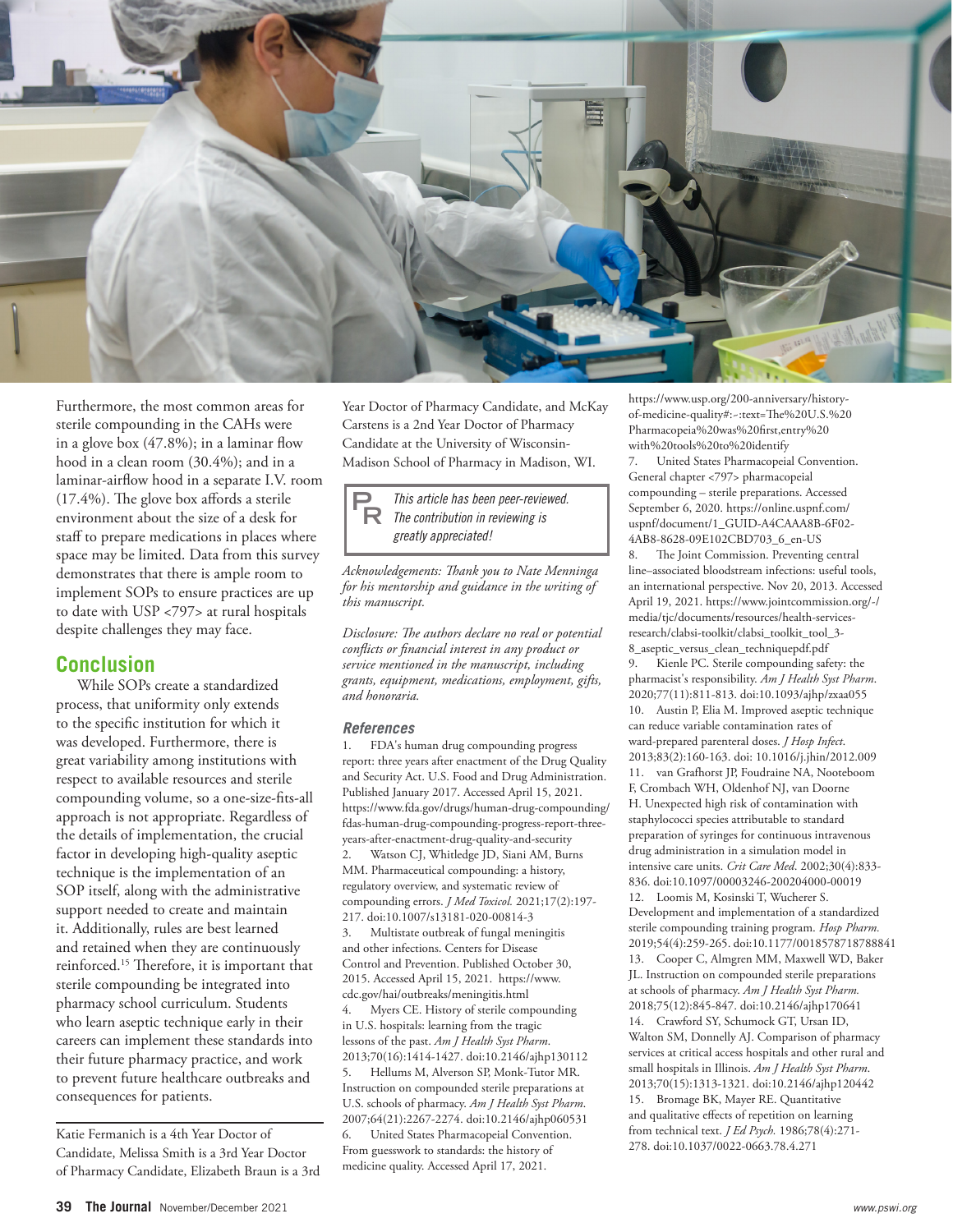Furthermore, the most common areas for sterile compounding in the CAHs were in a glove box (47.8%); in a laminar flow hood in a clean room (30.4%); and in a laminar-airflow hood in a separate I.V. room (17.4%). The glove box affords a sterile environment about the size of a desk for staff to prepare medications in places where space may be limited. Data from this survey demonstrates that there is ample room to implement SOPs to ensure practices are up to date with USP <797> at rural hospitals despite challenges they may face.

## Conclusion

While SOPs create a standardized process, that uniformity only extends to the specific institution for which it was developed. Furthermore, there is great variability among institutions with respect to available resources and sterile compounding volume, so a one-size-fits-all approach is not appropriate. Regardless of the details of implementation, the crucial factor in developing high-quality aseptic technique is the implementation of an SOP itself, along with the administrative support needed to create and maintain it. Additionally, rules are best learned and retained when they are continuously reinforced.[15] Therefore, it is important that sterile compounding be integrated into pharmacy school curriculum. Students who learn aseptic technique early in their careers can implement these standards into their future pharmacy practice, and work to prevent future healthcare outbreaks and consequences for patients.

---

Katie Fermanich is a 4th Year Doctor of Candidate, Melissa Smith is a 3rd Year Doctor of Pharmacy Candidate, Elizabeth Braun is a 3rd Year Doctor of Pharmacy Candidate, and McKay Carstens is a 2nd Year Doctor of Pharmacy Candidate at the University of Wisconsin-Madison School of Pharmacy in Madison, WI.

*This article has been peer-reviewed. The contribution in reviewing is greatly appreciated!*

*Acknowledgements: Thank you to Nate Menninga for his mentorship and guidance in the writing of this manuscript.*

*Disclosure: The authors declare no real or potential conflicts or financial interest in any product or service mentioned in the manuscript, including grants, equipment, medications, employment, gifts, and honoraria.*

### References

1. FDA's human drug compounding progress report: three years after enactment of the Drug Quality and Security Act. U.S. Food and Drug Administration. Published January 2017. Accessed April 15, 2021. https://www.fda.gov/drugs/human-drug-compounding/fdas-human-drug-compounding-progress-report-three-years-after-enactment-drug-quality-and-security
2. Watson CJ, Whitledge JD, Siani AM, Burns MM. Pharmaceutical compounding: a history, regulatory overview, and systematic review of compounding errors. *J Med Toxicol.* 2021;17(2):197-217. doi:10.1007/s13181-020-00814-3
3. Multistate outbreak of fungal meningitis and other infections. Centers for Disease Control and Prevention. Published October 30, 2015. Accessed April 15, 2021. https://www.cdc.gov/hai/outbreaks/meningitis.html
4. Myers CE. History of sterile compounding in U.S. hospitals: learning from the tragic lessons of the past. *Am J Health Syst Pharm.* 2013;70(16):1414-1427. doi:10.2146/ajhp130112
5. Hellums M, Alverson SP, Monk-Tutor MR. Instruction on compounded sterile preparations at U.S. schools of pharmacy. *Am J Health Syst Pharm.* 2007;64(21):2267-2274. doi:10.2146/ajhp060531
6. United States Pharmacopeial Convention. From guesswork to standards: the history of medicine quality. Accessed April 17, 2021. https://www.usp.org/200-anniversary/history-of-medicine-quality#:~:text=The%20U.S.%20Pharmacopeia%20was%20first,entry%20with%20tools%20to%20identify
7. United States Pharmacopeial Convention. General chapter <797> pharmacopeial compounding – sterile preparations. Accessed September 6, 2020. https://online.uspnf.com/uspnf/document/1_GUID-A4CAAA8B-6F02-4AB8-8628-09E102CBD703_6_en-US
8. The Joint Commission. Preventing central line–associated bloodstream infections: useful tools, an international perspective. Nov 20, 2013. Accessed April 19, 2021. https://www.jointcommission.org/-/media/tjc/documents/resources/health-services-research/clabsi-toolkit/clabsi_toolkit_tool_3-8_aseptic_versus_clean_techniquepdf.pdf
9. Kienle PC. Sterile compounding safety: the pharmacist's responsibility. *Am J Health Syst Pharm.* 2020;77(11):811-813. doi:10.1093/ajhp/zxaa055
10. Austin P, Elia M. Improved aseptic technique can reduce variable contamination rates of ward-prepared parenteral doses. *J Hosp Infect.* 2013;83(2):160-163. doi: 10.1016/j.jhin/2012.009
11. van Grafhorst JP, Foudraine NA, Nooteboom F, Crombach WH, Oldenhof NJ, van Doorne H. Unexpected high risk of contamination with staphylococci species attributable to standard preparation of syringes for continuous intravenous drug administration in a simulation model in intensive care units. *Crit Care Med.* 2002;30(4):833-836. doi:10.1097/00003246-200204000-00019
12. Loomis M, Kosinski T, Wucherer S. Development and implementation of a standardized sterile compounding training program. *Hosp Pharm.* 2019;54(4):259-265. doi:10.1177/0018578718788841
13. Cooper C, Almgren MM, Maxwell WD, Baker JL. Instruction on compounded sterile preparations at schools of pharmacy. *Am J Health Syst Pharm.* 2018;75(12):845-847. doi:10.2146/ajhp170641
14. Crawford SY, Schumock GT, Ursan ID, Walton SM, Donnelly AJ. Comparison of pharmacy services at critical access hospitals and other rural and small hospitals in Illinois. *Am J Health Syst Pharm.* 2013;70(15):1313-1321. doi:10.2146/ajhp120442
15. Bromage BK, Mayer RE. Quantitative and qualitative effects of repetition on learning from technical text. *J Ed Psych.* 1986;78(4):271-278. doi:10.1037/0022-0663.78.4.271